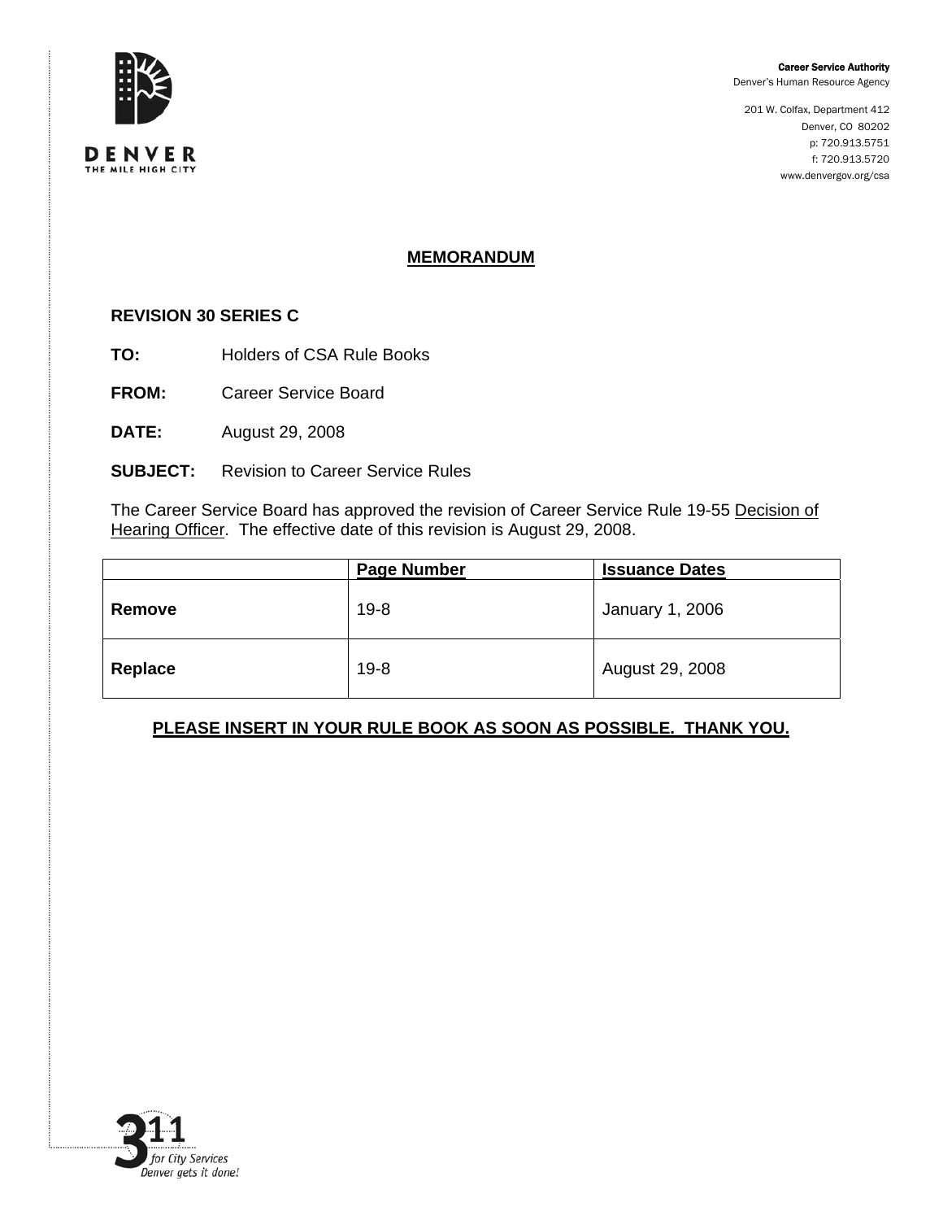DENVER
THE MILE HIGH CITY

**Career Service Authority**
Denver's Human Resource Agency

201 W. Colfax, Department 412
Denver, CO 80202
p: 720.913.5751
f: 720.913.5720
www.denvergov.org/csa

## MEMORANDUM

**REVISION 30 SERIES C**

**TO:** Holders of CSA Rule Books

**FROM:** Career Service Board

**DATE:** August 29, 2008

**SUBJECT:** Revision to Career Service Rules

The Career Service Board has approved the revision of Career Service Rule 19-55 Decision of Hearing Officer. The effective date of this revision is August 29, 2008.

| | Page Number | Issuance Dates |
|---|---|---|
| **Remove** | 19-8 | January 1, 2006 |
| **Replace** | 19-8 | August 29, 2008 |

**PLEASE INSERT IN YOUR RULE BOOK AS SOON AS POSSIBLE. THANK YOU.**

311 for City Services
Denver gets it done!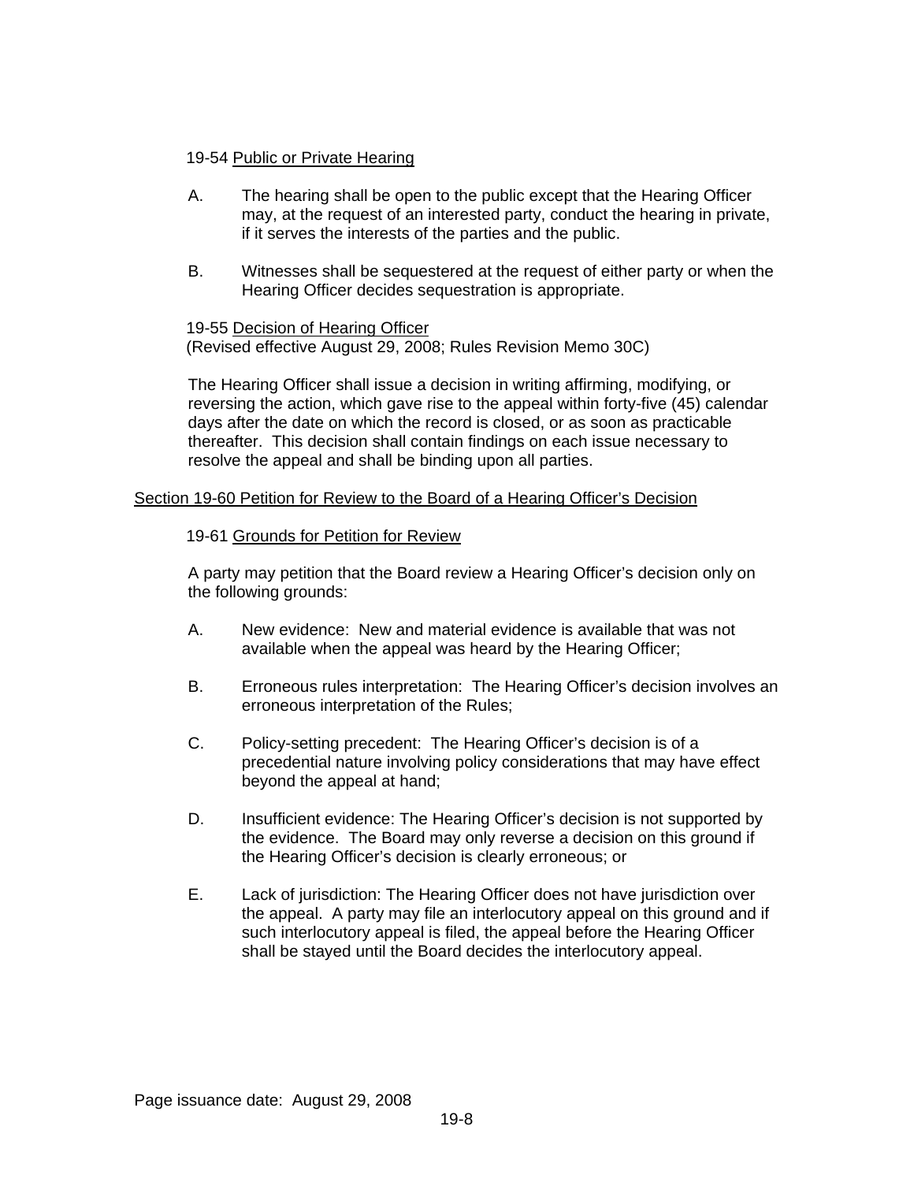### 19-54 Public or Private Hearing

A. The hearing shall be open to the public except that the Hearing Officer may, at the request of an interested party, conduct the hearing in private, if it serves the interests of the parties and the public.

B. Witnesses shall be sequestered at the request of either party or when the Hearing Officer decides sequestration is appropriate.

### 19-55 Decision of Hearing Officer

(Revised effective August 29, 2008; Rules Revision Memo 30C)

The Hearing Officer shall issue a decision in writing affirming, modifying, or reversing the action, which gave rise to the appeal within forty-five (45) calendar days after the date on which the record is closed, or as soon as practicable thereafter. This decision shall contain findings on each issue necessary to resolve the appeal and shall be binding upon all parties.

## Section 19-60 Petition for Review to the Board of a Hearing Officer's Decision

### 19-61 Grounds for Petition for Review

A party may petition that the Board review a Hearing Officer's decision only on the following grounds:

A. New evidence: New and material evidence is available that was not available when the appeal was heard by the Hearing Officer;

B. Erroneous rules interpretation: The Hearing Officer's decision involves an erroneous interpretation of the Rules;

C. Policy-setting precedent: The Hearing Officer's decision is of a precedential nature involving policy considerations that may have effect beyond the appeal at hand;

D. Insufficient evidence: The Hearing Officer's decision is not supported by the evidence. The Board may only reverse a decision on this ground if the Hearing Officer's decision is clearly erroneous; or

E. Lack of jurisdiction: The Hearing Officer does not have jurisdiction over the appeal. A party may file an interlocutory appeal on this ground and if such interlocutory appeal is filed, the appeal before the Hearing Officer shall be stayed until the Board decides the interlocutory appeal.